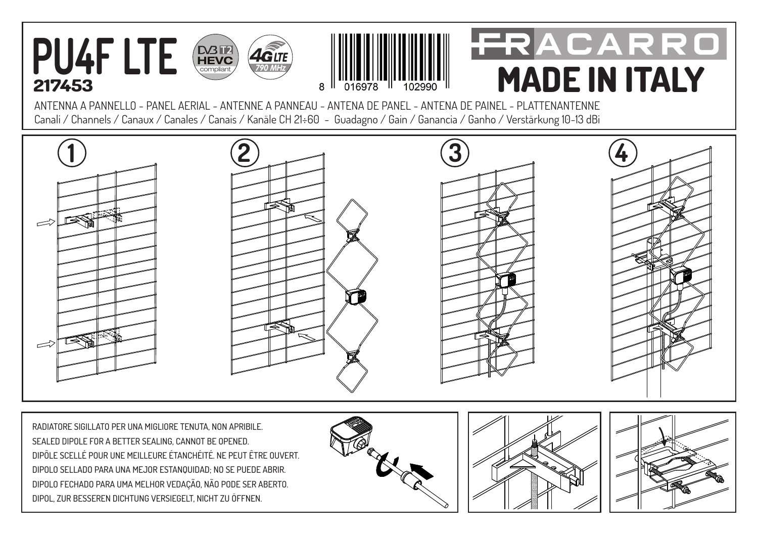# PU4F LTE

**217453**

DVB T2 HEVC compliant — 4G LTE 790 MHz

8 016978 102990

FRACARRO

**MADE IN ITALY**

ANTENNA A PANNELLO - PANEL AERIAL - ANTENNE A PANNEAU - ANTENA DE PANEL - ANTENA DE PAINEL - PLATTENANTENNE

Canali / Channels / Canaux / Canales / Canais / Kanäle CH 21÷60 - Guadagno / Gain / Ganancia / Ganho / Verstärkung 10-13 dBi

1

2

3

4

RADIATORE SIGILLATO PER UNA MIGLIORE TENUTA, NON APRIBILE.
SEALED DIPOLE FOR A BETTER SEALING, CANNOT BE OPENED.
DIPÔLE SCELLÉ POUR UNE MEILLEURE ÉTANCHÉITÉ. NE PEUT ÊTRE OUVERT.
DIPOLO SELLADO PARA UNA MEJOR ESTANQUIDAD; NO SE PUEDE ABRIR.
DIPOLO FECHADO PARA UMA MELHOR VEDAÇÃO, NÃO PODE SER ABERTO.
DIPOL, ZUR BESSEREN DICHTUNG VERSIEGELT, NICHT ZU ÖFFNEN.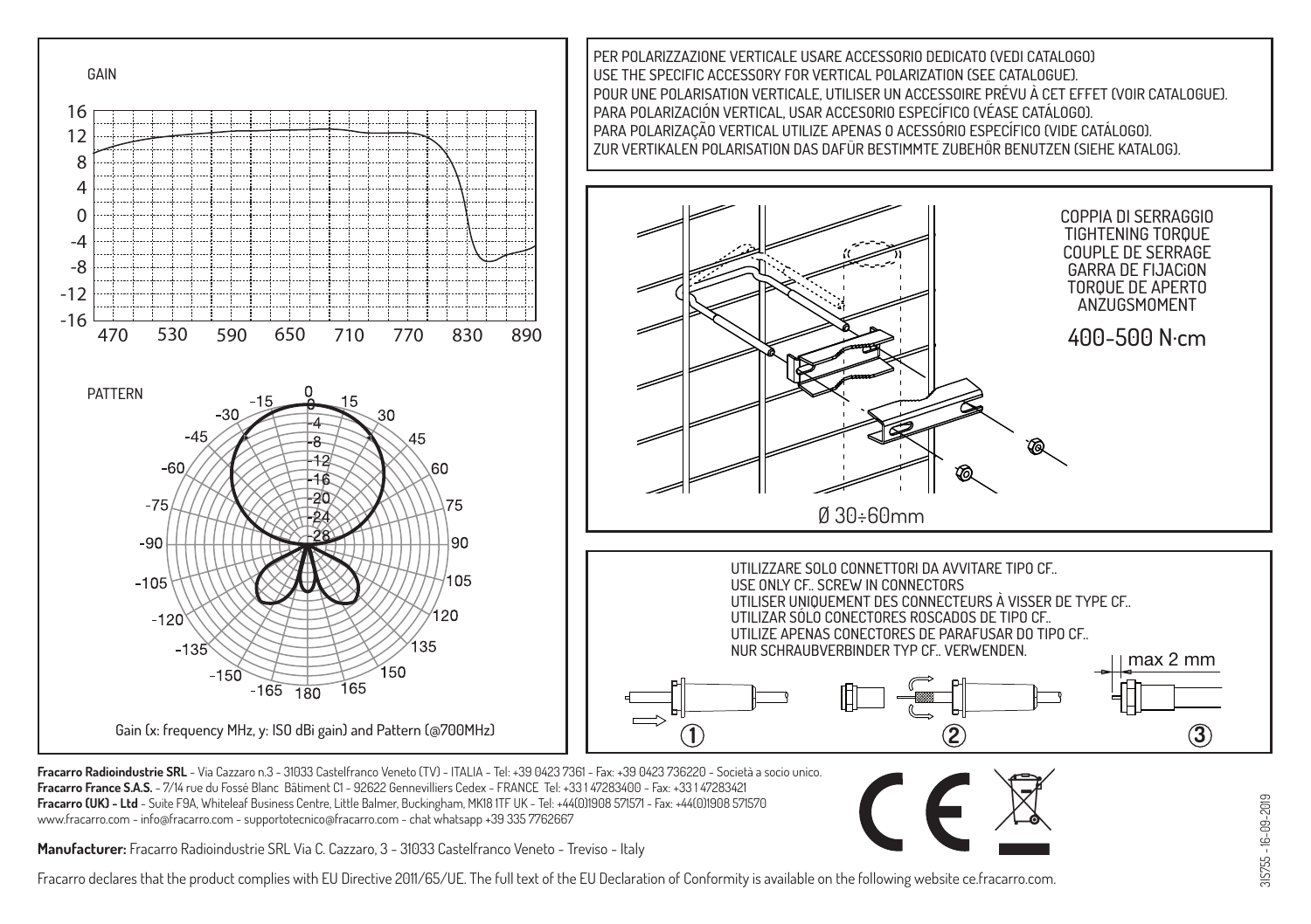GAIN

16
12
8
4
0
-4
-8
-12
-16

470 530 590 650 710 770 830 890

PATTERN

0 15 30 45 60 75 90 105 120 135 150 165 180 -165 -150 -135 -120 -105 -90 -75 -60 -45 -30 -15

0 -4 -8 -12 -16 -20 -24 -28

Gain (x: frequency MHz, y: ISO dBi gain) and Pattern (@700MHz)

PER POLARIZZAZIONE VERTICALE USARE ACCESSORIO DEDICATO (VEDI CATALOGO)
USE THE SPECIFIC ACCESSORY FOR VERTICAL POLARIZATION (SEE CATALOGUE).
POUR UNE POLARISATION VERTICALE, UTILISER UN ACCESSOIRE PRÉVU À CET EFFET (VOIR CATALOGUE).
PARA POLARIZACIÓN VERTICAL, USAR ACCESORIO ESPECÍFICO (VÉASE CATÁLOGO).
PARA POLARIZAÇÃO VERTICAL UTILIZE APENAS O ACESSÓRIO ESPECÍFICO (VIDE CATÁLOGO).
ZUR VERTIKALEN POLARISATION DAS DAFÜR BESTIMMTE ZUBEHÖR BENUTZEN (SIEHE KATALOG).

COPPIA DI SERRAGGIO
TIGHTENING TORQUE
COUPLE DE SERRAGE
GARRA DE FIJACiON
TORQUE DE APERTO
ANZUGSMOMENT

400-500 N·cm

Ø 30÷60mm

UTILIZZARE SOLO CONNETTORI DA AVVITARE TIPO CF..
USE ONLY CF.. SCREW IN CONNECTORS
UTILISER UNIQUEMENT DES CONNECTEURS À VISSER DE TYPE CF..
UTILIZAR SÓLO CONECTORES ROSCADOS DE TIPO CF..
UTILIZE APENAS CONECTORES DE PARAFUSAR DO TIPO CF..
NUR SCHRAUBVERBINDER TYP CF.. VERWENDEN.

max 2 mm

1 2 3

**Fracarro Radioindustrie SRL** - Via Cazzaro n.3 - 31033 Castelfranco Veneto (TV) - ITALIA - Tel: +39 0423 7361 - Fax: +39 0423 736220 - Società a socio unico.
**Fracarro France S.A.S.** - 7/14 rue du Fossé Blanc Bâtiment C1 - 92622 Gennevilliers Cedex - FRANCE Tel: +33 1 47283400 - Fax: +33 1 47283421
**Fracarro (UK) - Ltd** - Suite F9A, Whiteleaf Business Centre, Little Balmer, Buckingham, MK18 1TF UK - Tel: +44(0)1908 571571 - Fax: +44(0)1908 571570
www.fracarro.com - info@fracarro.com - supportotecnico@fracarro.com - chat whatsapp +39 335 7762667

**Manufacturer:** Fracarro Radioindustrie SRL Via C. Cazzaro, 3 - 31033 Castelfranco Veneto - Treviso - Italy

Fracarro declares that the product complies with EU Directive 2011/65/UE. The full text of the EU Declaration of Conformity is available on the following website ce.fracarro.com.

3I5755 - 16-09-2019